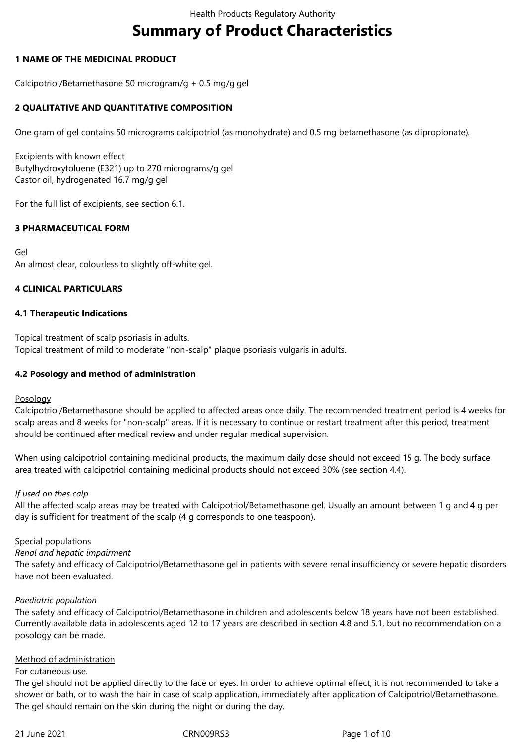# Summary of Product Characteristics

## 1 NAME OF THE MEDICINAL PRODUCT

Calcipotriol/Betamethasone 50 microgram/g + 0.5 mg/g gel

## 2 QUALITATIVE AND QUANTITATIVE COMPOSITION

One gram of gel contains 50 micrograms calcipotriol (as monohydrate) and 0.5 mg betamethasone (as dipropionate).

Excipients with known effect
Butylhydroxytoluene (E321) up to 270 micrograms/g gel
Castor oil, hydrogenated 16.7 mg/g gel

For the full list of excipients, see section 6.1.

## 3 PHARMACEUTICAL FORM

Gel
An almost clear, colourless to slightly off-white gel.

## 4 CLINICAL PARTICULARS

### 4.1 Therapeutic Indications

Topical treatment of scalp psoriasis in adults.
Topical treatment of mild to moderate "non-scalp" plaque psoriasis vulgaris in adults.

### 4.2 Posology and method of administration

Posology
Calcipotriol/Betamethasone should be applied to affected areas once daily. The recommended treatment period is 4 weeks for scalp areas and 8 weeks for "non-scalp" areas. If it is necessary to continue or restart treatment after this period, treatment should be continued after medical review and under regular medical supervision.

When using calcipotriol containing medicinal products, the maximum daily dose should not exceed 15 g. The body surface area treated with calcipotriol containing medicinal products should not exceed 30% (see section 4.4).

*If used on thes calp*
All the affected scalp areas may be treated with Calcipotriol/Betamethasone gel. Usually an amount between 1 g and 4 g per day is sufficient for treatment of the scalp (4 g corresponds to one teaspoon).

Special populations
*Renal and hepatic impairment*
The safety and efficacy of Calcipotriol/Betamethasone gel in patients with severe renal insufficiency or severe hepatic disorders have not been evaluated.

*Paediatric population*
The safety and efficacy of Calcipotriol/Betamethasone in children and adolescents below 18 years have not been established. Currently available data in adolescents aged 12 to 17 years are described in section 4.8 and 5.1, but no recommendation on a posology can be made.

Method of administration
For cutaneous use.
The gel should not be applied directly to the face or eyes. In order to achieve optimal effect, it is not recommended to take a shower or bath, or to wash the hair in case of scalp application, immediately after application of Calcipotriol/Betamethasone. The gel should remain on the skin during the night or during the day.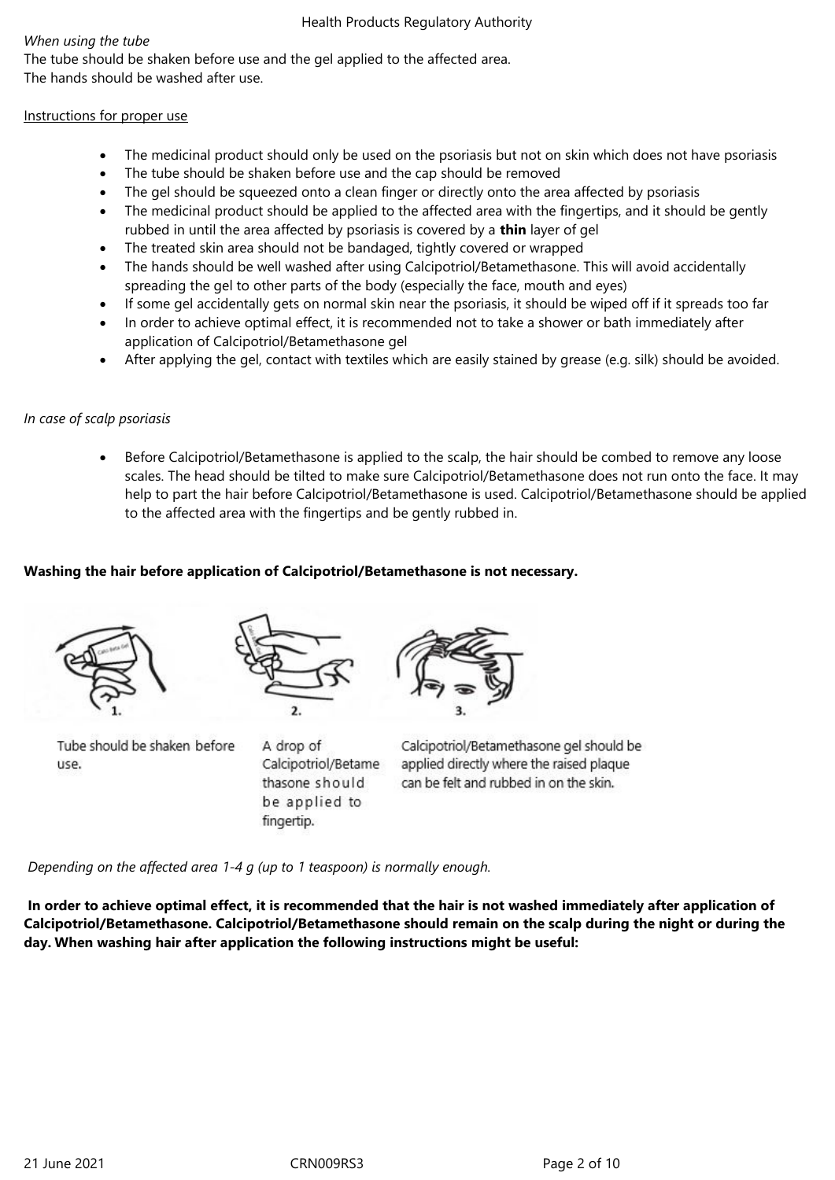*When using the tube*

The tube should be shaken before use and the gel applied to the affected area.
The hands should be washed after use.

Instructions for proper use

- The medicinal product should only be used on the psoriasis but not on skin which does not have psoriasis
- The tube should be shaken before use and the cap should be removed
- The gel should be squeezed onto a clean finger or directly onto the area affected by psoriasis
- The medicinal product should be applied to the affected area with the fingertips, and it should be gently rubbed in until the area affected by psoriasis is covered by a **thin** layer of gel
- The treated skin area should not be bandaged, tightly covered or wrapped
- The hands should be well washed after using Calcipotriol/Betamethasone. This will avoid accidentally spreading the gel to other parts of the body (especially the face, mouth and eyes)
- If some gel accidentally gets on normal skin near the psoriasis, it should be wiped off if it spreads too far
- In order to achieve optimal effect, it is recommended not to take a shower or bath immediately after application of Calcipotriol/Betamethasone gel
- After applying the gel, contact with textiles which are easily stained by grease (e.g. silk) should be avoided.

*In case of scalp psoriasis*

- Before Calcipotriol/Betamethasone is applied to the scalp, the hair should be combed to remove any loose scales. The head should be tilted to make sure Calcipotriol/Betamethasone does not run onto the face. It may help to part the hair before Calcipotriol/Betamethasone is used. Calcipotriol/Betamethasone should be applied to the affected area with the fingertips and be gently rubbed in.

**Washing the hair before application of Calcipotriol/Betamethasone is not necessary.**

1. Tube should be shaken before use.

2. A drop of Calcipotriol/Betamethasone should be applied to fingertip.

3. Calcipotriol/Betamethasone gel should be applied directly where the raised plaque can be felt and rubbed in on the skin.

*Depending on the affected area 1-4 g (up to 1 teaspoon) is normally enough.*

**In order to achieve optimal effect, it is recommended that the hair is not washed immediately after application of Calcipotriol/Betamethasone. Calcipotriol/Betamethasone should remain on the scalp during the night or during the day. When washing hair after application the following instructions might be useful:**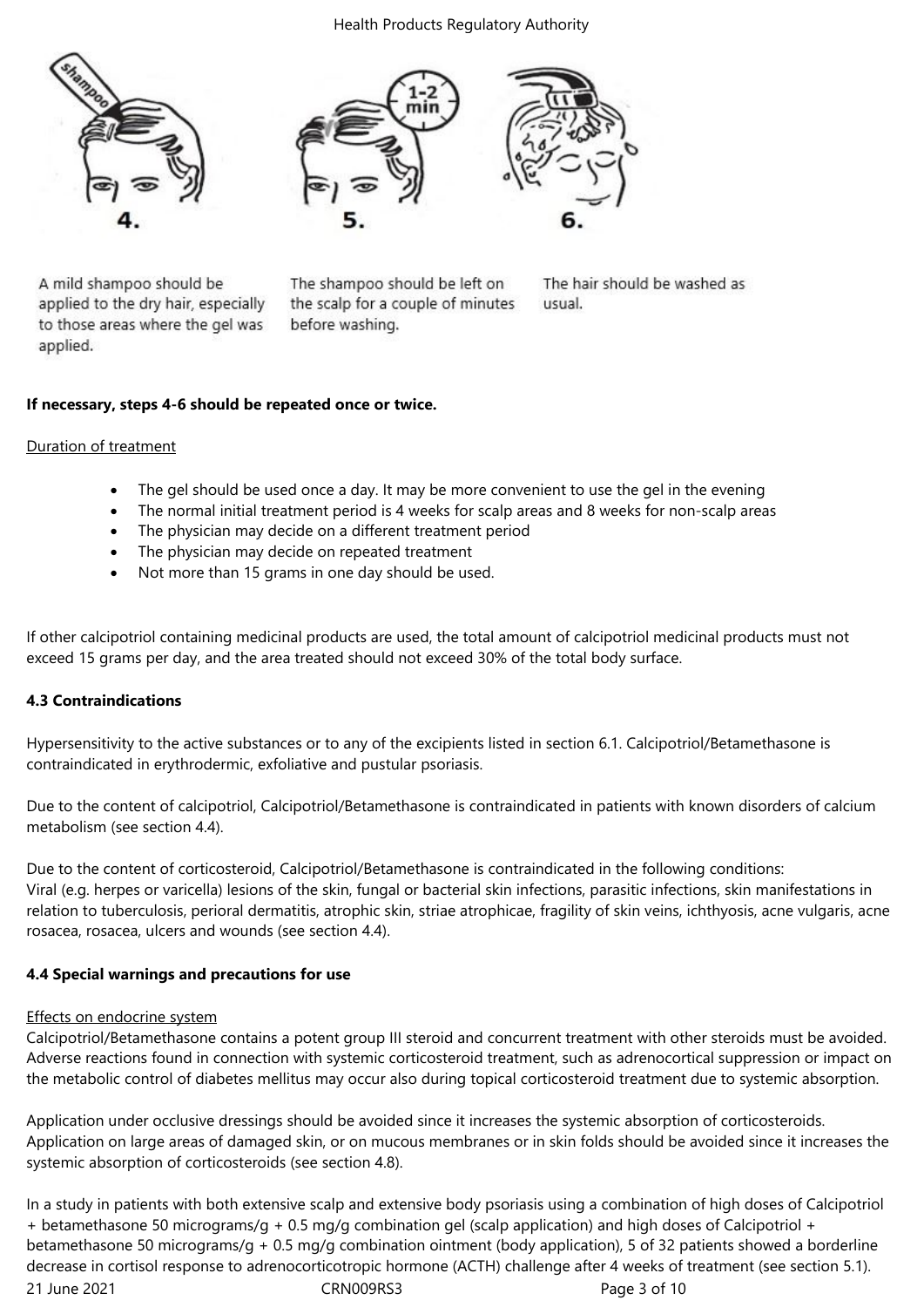4.

A mild shampoo should be applied to the dry hair, especially to those areas where the gel was applied.

5.

The shampoo should be left on the scalp for a couple of minutes before washing.

6.

The hair should be washed as usual.

**If necessary, steps 4-6 should be repeated once or twice.**

Duration of treatment

- The gel should be used once a day. It may be more convenient to use the gel in the evening
- The normal initial treatment period is 4 weeks for scalp areas and 8 weeks for non-scalp areas
- The physician may decide on a different treatment period
- The physician may decide on repeated treatment
- Not more than 15 grams in one day should be used.

If other calcipotriol containing medicinal products are used, the total amount of calcipotriol medicinal products must not exceed 15 grams per day, and the area treated should not exceed 30% of the total body surface.

**4.3 Contraindications**

Hypersensitivity to the active substances or to any of the excipients listed in section 6.1. Calcipotriol/Betamethasone is contraindicated in erythrodermic, exfoliative and pustular psoriasis.

Due to the content of calcipotriol, Calcipotriol/Betamethasone is contraindicated in patients with known disorders of calcium metabolism (see section 4.4).

Due to the content of corticosteroid, Calcipotriol/Betamethasone is contraindicated in the following conditions:
Viral (e.g. herpes or varicella) lesions of the skin, fungal or bacterial skin infections, parasitic infections, skin manifestations in relation to tuberculosis, perioral dermatitis, atrophic skin, striae atrophicae, fragility of skin veins, ichthyosis, acne vulgaris, acne rosacea, rosacea, ulcers and wounds (see section 4.4).

**4.4 Special warnings and precautions for use**

Effects on endocrine system
Calcipotriol/Betamethasone contains a potent group III steroid and concurrent treatment with other steroids must be avoided. Adverse reactions found in connection with systemic corticosteroid treatment, such as adrenocortical suppression or impact on the metabolic control of diabetes mellitus may occur also during topical corticosteroid treatment due to systemic absorption.

Application under occlusive dressings should be avoided since it increases the systemic absorption of corticosteroids. Application on large areas of damaged skin, or on mucous membranes or in skin folds should be avoided since it increases the systemic absorption of corticosteroids (see section 4.8).

In a study in patients with both extensive scalp and extensive body psoriasis using a combination of high doses of Calcipotriol + betamethasone 50 micrograms/g + 0.5 mg/g combination gel (scalp application) and high doses of Calcipotriol + betamethasone 50 micrograms/g + 0.5 mg/g combination ointment (body application), 5 of 32 patients showed a borderline decrease in cortisol response to adrenocorticotropic hormone (ACTH) challenge after 4 weeks of treatment (see section 5.1).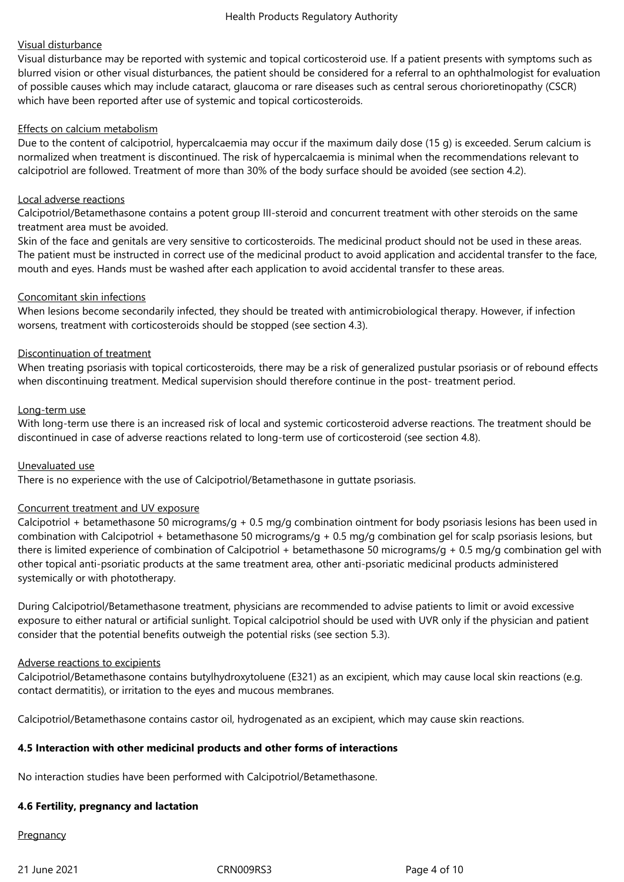Visual disturbance

Visual disturbance may be reported with systemic and topical corticosteroid use. If a patient presents with symptoms such as blurred vision or other visual disturbances, the patient should be considered for a referral to an ophthalmologist for evaluation of possible causes which may include cataract, glaucoma or rare diseases such as central serous chorioretinopathy (CSCR) which have been reported after use of systemic and topical corticosteroids.

Effects on calcium metabolism

Due to the content of calcipotriol, hypercalcaemia may occur if the maximum daily dose (15 g) is exceeded. Serum calcium is normalized when treatment is discontinued. The risk of hypercalcaemia is minimal when the recommendations relevant to calcipotriol are followed. Treatment of more than 30% of the body surface should be avoided (see section 4.2).

Local adverse reactions

Calcipotriol/Betamethasone contains a potent group III-steroid and concurrent treatment with other steroids on the same treatment area must be avoided.

Skin of the face and genitals are very sensitive to corticosteroids. The medicinal product should not be used in these areas. The patient must be instructed in correct use of the medicinal product to avoid application and accidental transfer to the face, mouth and eyes. Hands must be washed after each application to avoid accidental transfer to these areas.

Concomitant skin infections

When lesions become secondarily infected, they should be treated with antimicrobiological therapy. However, if infection worsens, treatment with corticosteroids should be stopped (see section 4.3).

Discontinuation of treatment

When treating psoriasis with topical corticosteroids, there may be a risk of generalized pustular psoriasis or of rebound effects when discontinuing treatment. Medical supervision should therefore continue in the post- treatment period.

Long-term use

With long-term use there is an increased risk of local and systemic corticosteroid adverse reactions. The treatment should be discontinued in case of adverse reactions related to long-term use of corticosteroid (see section 4.8).

Unevaluated use

There is no experience with the use of Calcipotriol/Betamethasone in guttate psoriasis.

Concurrent treatment and UV exposure

Calcipotriol + betamethasone 50 micrograms/g + 0.5 mg/g combination ointment for body psoriasis lesions has been used in combination with Calcipotriol + betamethasone 50 micrograms/g + 0.5 mg/g combination gel for scalp psoriasis lesions, but there is limited experience of combination of Calcipotriol + betamethasone 50 micrograms/g + 0.5 mg/g combination gel with other topical anti-psoriatic products at the same treatment area, other anti-psoriatic medicinal products administered systemically or with phototherapy.

During Calcipotriol/Betamethasone treatment, physicians are recommended to advise patients to limit or avoid excessive exposure to either natural or artificial sunlight. Topical calcipotriol should be used with UVR only if the physician and patient consider that the potential benefits outweigh the potential risks (see section 5.3).

Adverse reactions to excipients

Calcipotriol/Betamethasone contains butylhydroxytoluene (E321) as an excipient, which may cause local skin reactions (e.g. contact dermatitis), or irritation to the eyes and mucous membranes.

Calcipotriol/Betamethasone contains castor oil, hydrogenated as an excipient, which may cause skin reactions.

**4.5 Interaction with other medicinal products and other forms of interactions**

No interaction studies have been performed with Calcipotriol/Betamethasone.

**4.6 Fertility, pregnancy and lactation**

Pregnancy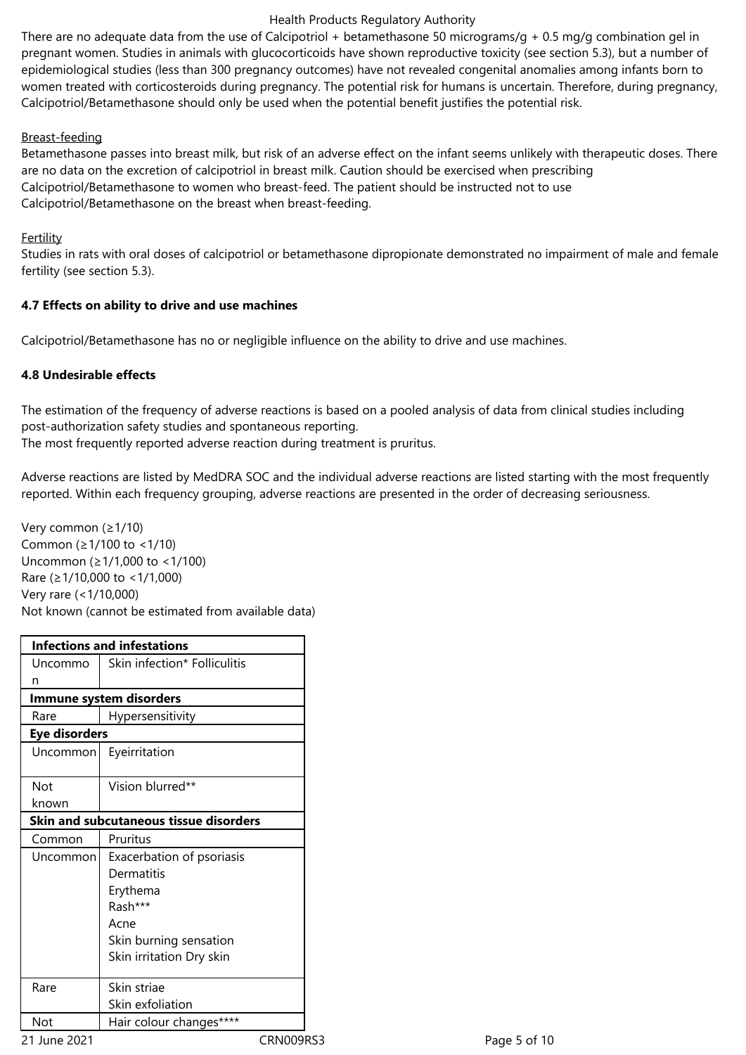There are no adequate data from the use of Calcipotriol + betamethasone 50 micrograms/g + 0.5 mg/g combination gel in pregnant women. Studies in animals with glucocorticoids have shown reproductive toxicity (see section 5.3), but a number of epidemiological studies (less than 300 pregnancy outcomes) have not revealed congenital anomalies among infants born to women treated with corticosteroids during pregnancy. The potential risk for humans is uncertain. Therefore, during pregnancy, Calcipotriol/Betamethasone should only be used when the potential benefit justifies the potential risk.

Breast-feeding

Betamethasone passes into breast milk, but risk of an adverse effect on the infant seems unlikely with therapeutic doses. There are no data on the excretion of calcipotriol in breast milk. Caution should be exercised when prescribing Calcipotriol/Betamethasone to women who breast-feed. The patient should be instructed not to use Calcipotriol/Betamethasone on the breast when breast-feeding.

Fertility

Studies in rats with oral doses of calcipotriol or betamethasone dipropionate demonstrated no impairment of male and female fertility (see section 5.3).

**4.7 Effects on ability to drive and use machines**

Calcipotriol/Betamethasone has no or negligible influence on the ability to drive and use machines.

**4.8 Undesirable effects**

The estimation of the frequency of adverse reactions is based on a pooled analysis of data from clinical studies including post-authorization safety studies and spontaneous reporting.
The most frequently reported adverse reaction during treatment is pruritus.

Adverse reactions are listed by MedDRA SOC and the individual adverse reactions are listed starting with the most frequently reported. Within each frequency grouping, adverse reactions are presented in the order of decreasing seriousness.

Very common (≥1/10)
Common (≥1/100 to <1/10)
Uncommon (≥1/1,000 to <1/100)
Rare (≥1/10,000 to <1/1,000)
Very rare (<1/10,000)
Not known (cannot be estimated from available data)

| **Infections and infestations** | |
|---|---|
| Uncommon | Skin infection* Folliculitis |
| **Immune system disorders** | |
| Rare | Hypersensitivity |
| **Eye disorders** | |
| Uncommon | Eyeirritation |
| Not known | Vision blurred** |
| **Skin and subcutaneous tissue disorders** | |
| Common | Pruritus |
| Uncommon | Exacerbation of psoriasis<br>Dermatitis<br>Erythema<br>Rash***<br>Acne<br>Skin burning sensation<br>Skin irritation Dry skin |
| Rare | Skin striae<br>Skin exfoliation |
| Not | Hair colour changes**** |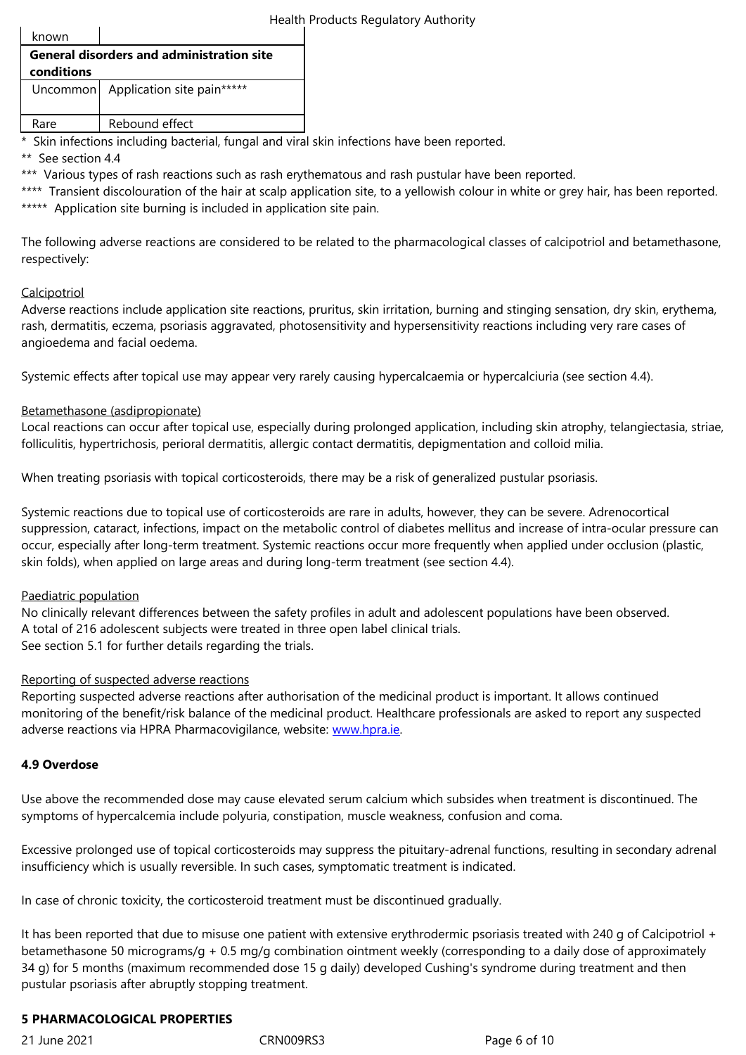| known | |
|---|---|
| **General disorders and administration site conditions** | |
| Uncommon | Application site pain***** |
| Rare | Rebound effect |

* Skin infections including bacterial, fungal and viral skin infections have been reported.

** See section 4.4

*** Various types of rash reactions such as rash erythematous and rash pustular have been reported.

**** Transient discolouration of the hair at scalp application site, to a yellowish colour in white or grey hair, has been reported.

***** Application site burning is included in application site pain.

The following adverse reactions are considered to be related to the pharmacological classes of calcipotriol and betamethasone, respectively:

Calcipotriol

Adverse reactions include application site reactions, pruritus, skin irritation, burning and stinging sensation, dry skin, erythema, rash, dermatitis, eczema, psoriasis aggravated, photosensitivity and hypersensitivity reactions including very rare cases of angioedema and facial oedema.

Systemic effects after topical use may appear very rarely causing hypercalcaemia or hypercalciuria (see section 4.4).

Betamethasone (asdipropionate)

Local reactions can occur after topical use, especially during prolonged application, including skin atrophy, telangiectasia, striae, folliculitis, hypertrichosis, perioral dermatitis, allergic contact dermatitis, depigmentation and colloid milia.

When treating psoriasis with topical corticosteroids, there may be a risk of generalized pustular psoriasis.

Systemic reactions due to topical use of corticosteroids are rare in adults, however, they can be severe. Adrenocortical suppression, cataract, infections, impact on the metabolic control of diabetes mellitus and increase of intra-ocular pressure can occur, especially after long-term treatment. Systemic reactions occur more frequently when applied under occlusion (plastic, skin folds), when applied on large areas and during long-term treatment (see section 4.4).

Paediatric population

No clinically relevant differences between the safety profiles in adult and adolescent populations have been observed.
A total of 216 adolescent subjects were treated in three open label clinical trials.
See section 5.1 for further details regarding the trials.

Reporting of suspected adverse reactions

Reporting suspected adverse reactions after authorisation of the medicinal product is important. It allows continued monitoring of the benefit/risk balance of the medicinal product. Healthcare professionals are asked to report any suspected adverse reactions via HPRA Pharmacovigilance, website: www.hpra.ie.

**4.9 Overdose**

Use above the recommended dose may cause elevated serum calcium which subsides when treatment is discontinued. The symptoms of hypercalcemia include polyuria, constipation, muscle weakness, confusion and coma.

Excessive prolonged use of topical corticosteroids may suppress the pituitary-adrenal functions, resulting in secondary adrenal insufficiency which is usually reversible. In such cases, symptomatic treatment is indicated.

In case of chronic toxicity, the corticosteroid treatment must be discontinued gradually.

It has been reported that due to misuse one patient with extensive erythrodermic psoriasis treated with 240 g of Calcipotriol + betamethasone 50 micrograms/g + 0.5 mg/g combination ointment weekly (corresponding to a daily dose of approximately 34 g) for 5 months (maximum recommended dose 15 g daily) developed Cushing's syndrome during treatment and then pustular psoriasis after abruptly stopping treatment.

**5 PHARMACOLOGICAL PROPERTIES**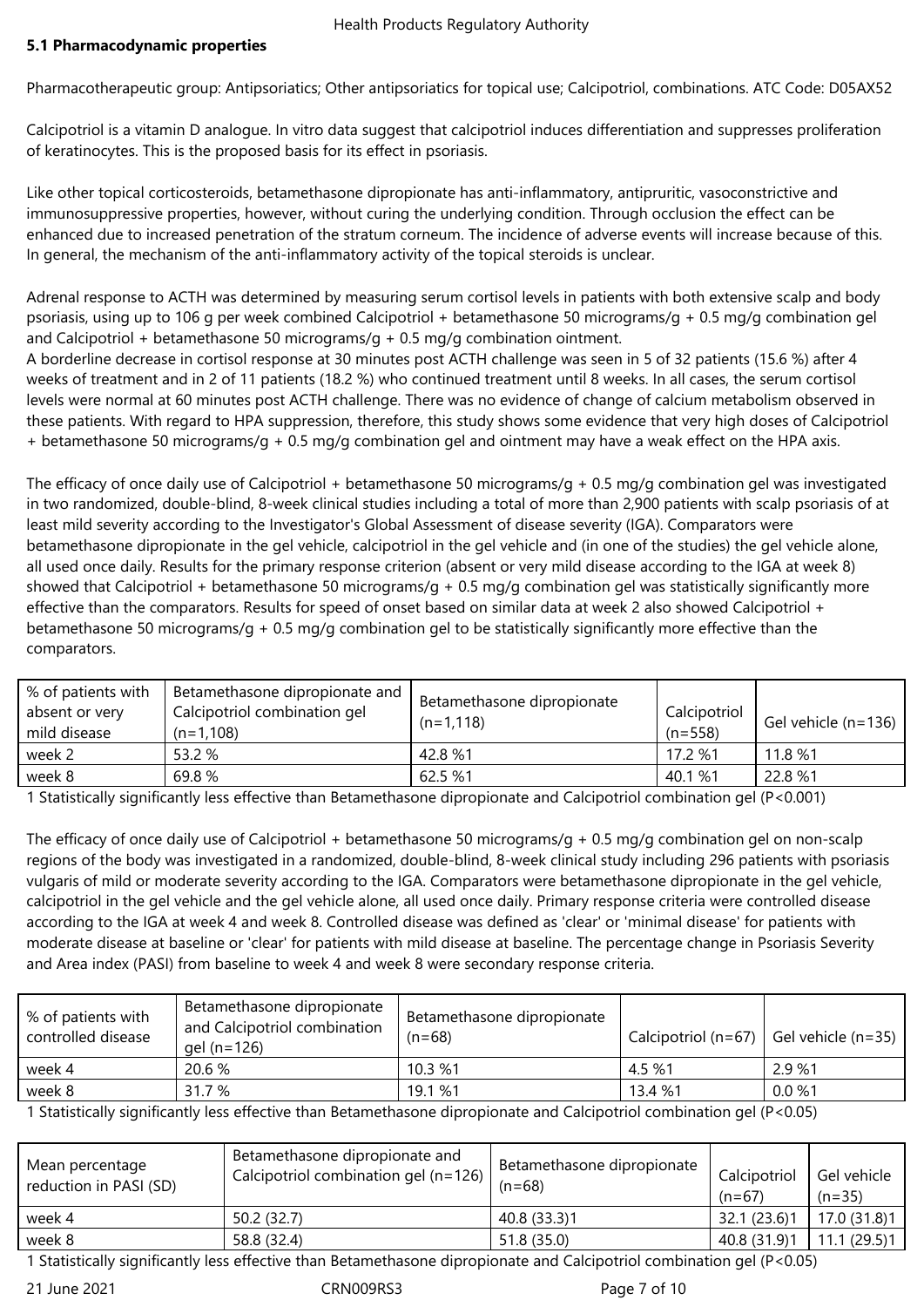### 5.1 Pharmacodynamic properties

Pharmacotherapeutic group: Antipsoriatics; Other antipsoriatics for topical use; Calcipotriol, combinations. ATC Code: D05AX52

Calcipotriol is a vitamin D analogue. In vitro data suggest that calcipotriol induces differentiation and suppresses proliferation of keratinocytes. This is the proposed basis for its effect in psoriasis.

Like other topical corticosteroids, betamethasone dipropionate has anti-inflammatory, antipruritic, vasoconstrictive and immunosuppressive properties, however, without curing the underlying condition. Through occlusion the effect can be enhanced due to increased penetration of the stratum corneum. The incidence of adverse events will increase because of this. In general, the mechanism of the anti-inflammatory activity of the topical steroids is unclear.

Adrenal response to ACTH was determined by measuring serum cortisol levels in patients with both extensive scalp and body psoriasis, using up to 106 g per week combined Calcipotriol + betamethasone 50 micrograms/g + 0.5 mg/g combination gel and Calcipotriol + betamethasone 50 micrograms/g + 0.5 mg/g combination ointment.
A borderline decrease in cortisol response at 30 minutes post ACTH challenge was seen in 5 of 32 patients (15.6 %) after 4 weeks of treatment and in 2 of 11 patients (18.2 %) who continued treatment until 8 weeks. In all cases, the serum cortisol levels were normal at 60 minutes post ACTH challenge. There was no evidence of change of calcium metabolism observed in these patients. With regard to HPA suppression, therefore, this study shows some evidence that very high doses of Calcipotriol + betamethasone 50 micrograms/g + 0.5 mg/g combination gel and ointment may have a weak effect on the HPA axis.

The efficacy of once daily use of Calcipotriol + betamethasone 50 micrograms/g + 0.5 mg/g combination gel was investigated in two randomized, double-blind, 8-week clinical studies including a total of more than 2,900 patients with scalp psoriasis of at least mild severity according to the Investigator's Global Assessment of disease severity (IGA). Comparators were betamethasone dipropionate in the gel vehicle, calcipotriol in the gel vehicle and (in one of the studies) the gel vehicle alone, all used once daily. Results for the primary response criterion (absent or very mild disease according to the IGA at week 8) showed that Calcipotriol + betamethasone 50 micrograms/g + 0.5 mg/g combination gel was statistically significantly more effective than the comparators. Results for speed of onset based on similar data at week 2 also showed Calcipotriol + betamethasone 50 micrograms/g + 0.5 mg/g combination gel to be statistically significantly more effective than the comparators.

| % of patients with absent or very mild disease | Betamethasone dipropionate and Calcipotriol combination gel (n=1,108) | Betamethasone dipropionate (n=1,118) | Calcipotriol (n=558) | Gel vehicle (n=136) |
|---|---|---|---|---|
| week 2 | 53.2 % | 42.8 %1 | 17.2 %1 | 11.8 %1 |
| week 8 | 69.8 % | 62.5 %1 | 40.1 %1 | 22.8 %1 |

1 Statistically significantly less effective than Betamethasone dipropionate and Calcipotriol combination gel ($P<0.001$)

The efficacy of once daily use of Calcipotriol + betamethasone 50 micrograms/g + 0.5 mg/g combination gel on non-scalp regions of the body was investigated in a randomized, double-blind, 8-week clinical study including 296 patients with psoriasis vulgaris of mild or moderate severity according to the IGA. Comparators were betamethasone dipropionate in the gel vehicle, calcipotriol in the gel vehicle and the gel vehicle alone, all used once daily. Primary response criteria were controlled disease according to the IGA at week 4 and week 8. Controlled disease was defined as 'clear' or 'minimal disease' for patients with moderate disease at baseline or 'clear' for patients with mild disease at baseline. The percentage change in Psoriasis Severity and Area index (PASI) from baseline to week 4 and week 8 were secondary response criteria.

| % of patients with controlled disease | Betamethasone dipropionate and Calcipotriol combination gel (n=126) | Betamethasone dipropionate (n=68) | Calcipotriol (n=67) | Gel vehicle (n=35) |
|---|---|---|---|---|
| week 4 | 20.6 % | 10.3 %1 | 4.5 %1 | 2.9 %1 |
| week 8 | 31.7 % | 19.1 %1 | 13.4 %1 | 0.0 %1 |

1 Statistically significantly less effective than Betamethasone dipropionate and Calcipotriol combination gel ($P<0.05$)

| Mean percentage reduction in PASI (SD) | Betamethasone dipropionate and Calcipotriol combination gel (n=126) | Betamethasone dipropionate (n=68) | Calcipotriol (n=67) | Gel vehicle (n=35) |
|---|---|---|---|---|
| week 4 | 50.2 (32.7) | 40.8 (33.3)1 | 32.1 (23.6)1 | 17.0 (31.8)1 |
| week 8 | 58.8 (32.4) | 51.8 (35.0) | 40.8 (31.9)1 | 11.1 (29.5)1 |

1 Statistically significantly less effective than Betamethasone dipropionate and Calcipotriol combination gel ($P<0.05$)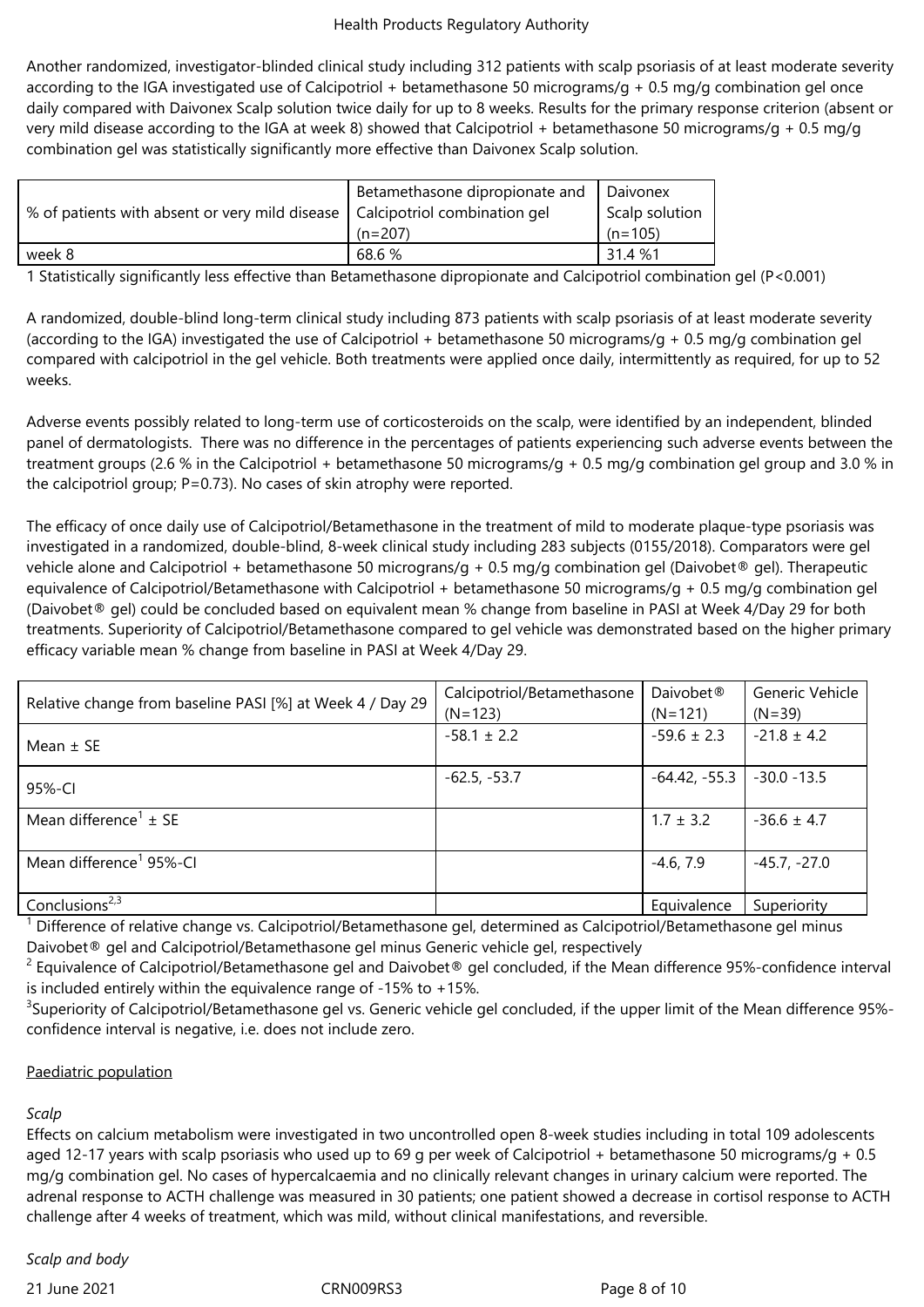Another randomized, investigator-blinded clinical study including 312 patients with scalp psoriasis of at least moderate severity according to the IGA investigated use of Calcipotriol + betamethasone 50 micrograms/g + 0.5 mg/g combination gel once daily compared with Daivonex Scalp solution twice daily for up to 8 weeks. Results for the primary response criterion (absent or very mild disease according to the IGA at week 8) showed that Calcipotriol + betamethasone 50 micrograms/g + 0.5 mg/g combination gel was statistically significantly more effective than Daivonex Scalp solution.

| % of patients with absent or very mild disease | Betamethasone dipropionate and Calcipotriol combination gel (n=207) | Daivonex Scalp solution (n=105) |
|---|---|---|
| week 8 | 68.6 % | 31.4 %1 |

1 Statistically significantly less effective than Betamethasone dipropionate and Calcipotriol combination gel (P<0.001)

A randomized, double-blind long-term clinical study including 873 patients with scalp psoriasis of at least moderate severity (according to the IGA) investigated the use of Calcipotriol + betamethasone 50 micrograms/g + 0.5 mg/g combination gel compared with calcipotriol in the gel vehicle. Both treatments were applied once daily, intermittently as required, for up to 52 weeks.

Adverse events possibly related to long-term use of corticosteroids on the scalp, were identified by an independent, blinded panel of dermatologists. There was no difference in the percentages of patients experiencing such adverse events between the treatment groups (2.6 % in the Calcipotriol + betamethasone 50 micrograms/g + 0.5 mg/g combination gel group and 3.0 % in the calcipotriol group; P=0.73). No cases of skin atrophy were reported.

The efficacy of once daily use of Calcipotriol/Betamethasone in the treatment of mild to moderate plaque-type psoriasis was investigated in a randomized, double-blind, 8-week clinical study including 283 subjects (0155/2018). Comparators were gel vehicle alone and Calcipotriol + betamethasone 50 micrograns/g + 0.5 mg/g combination gel (Daivobet® gel). Therapeutic equivalence of Calcipotriol/Betamethasone with Calcipotriol + betamethasone 50 micrograms/g + 0.5 mg/g combination gel (Daivobet® gel) could be concluded based on equivalent mean % change from baseline in PASI at Week 4/Day 29 for both treatments. Superiority of Calcipotriol/Betamethasone compared to gel vehicle was demonstrated based on the higher primary efficacy variable mean % change from baseline in PASI at Week 4/Day 29.

| Relative change from baseline PASI [%] at Week 4 / Day 29 | Calcipotriol/Betamethasone (N=123) | Daivobet® (N=121) | Generic Vehicle (N=39) |
|---|---|---|---|
| Mean ± SE | -58.1 ± 2.2 | -59.6 ± 2.3 | -21.8 ± 4.2 |
| 95%-CI | -62.5, -53.7 | -64.42, -55.3 | -30.0 -13.5 |
| Mean difference[1] ± SE | | 1.7 ± 3.2 | -36.6 ± 4.7 |
| Mean difference[1] 95%-CI | | -4.6, 7.9 | -45.7, -27.0 |
| Conclusions[2,3] | | Equivalence | Superiority |

[1] Difference of relative change vs. Calcipotriol/Betamethasone gel, determined as Calcipotriol/Betamethasone gel minus Daivobet® gel and Calcipotriol/Betamethasone gel minus Generic vehicle gel, respectively

[2] Equivalence of Calcipotriol/Betamethasone gel and Daivobet® gel concluded, if the Mean difference 95%-confidence interval is included entirely within the equivalence range of -15% to +15%.

[3] Superiority of Calcipotriol/Betamethasone gel vs. Generic vehicle gel concluded, if the upper limit of the Mean difference 95%-confidence interval is negative, i.e. does not include zero.

Paediatric population

*Scalp*

Effects on calcium metabolism were investigated in two uncontrolled open 8-week studies including in total 109 adolescents aged 12-17 years with scalp psoriasis who used up to 69 g per week of Calcipotriol + betamethasone 50 micrograms/g + 0.5 mg/g combination gel. No cases of hypercalcaemia and no clinically relevant changes in urinary calcium were reported. The adrenal response to ACTH challenge was measured in 30 patients; one patient showed a decrease in cortisol response to ACTH challenge after 4 weeks of treatment, which was mild, without clinical manifestations, and reversible.

*Scalp and body*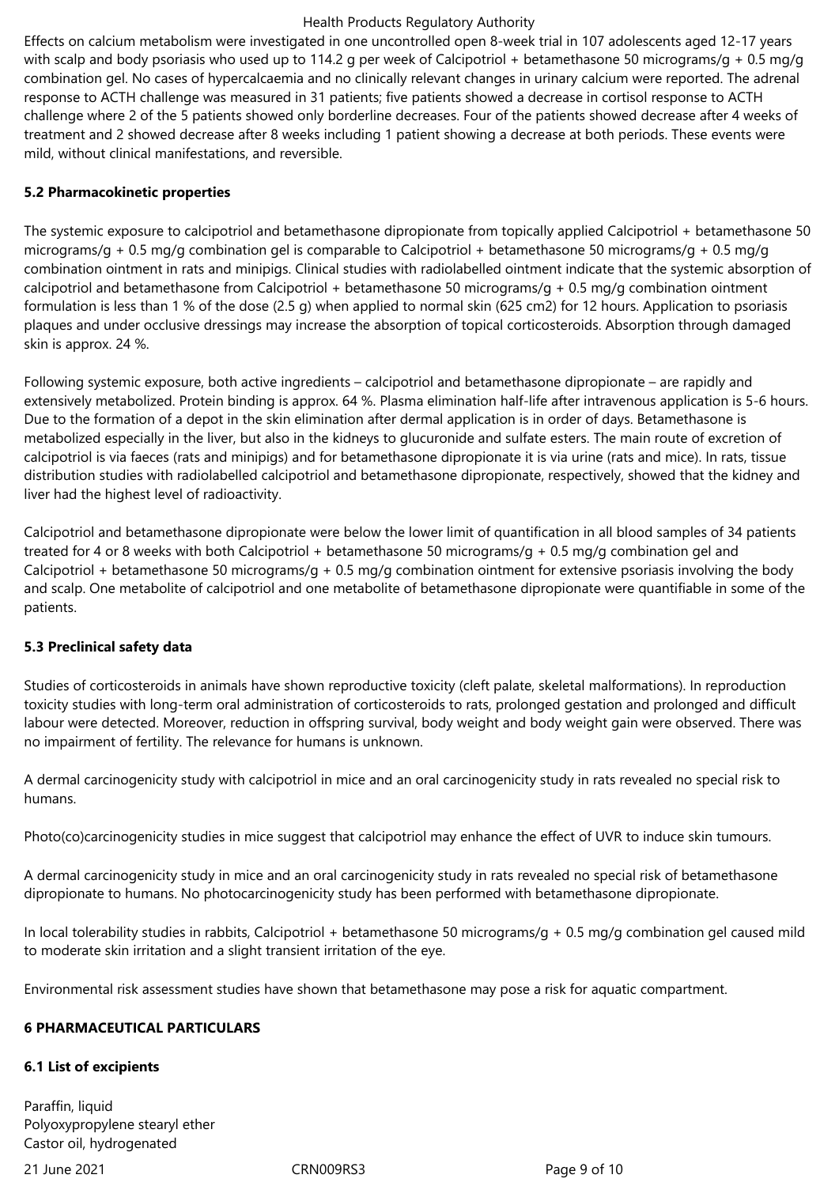Effects on calcium metabolism were investigated in one uncontrolled open 8-week trial in 107 adolescents aged 12-17 years with scalp and body psoriasis who used up to 114.2 g per week of Calcipotriol + betamethasone 50 micrograms/g + 0.5 mg/g combination gel. No cases of hypercalcaemia and no clinically relevant changes in urinary calcium were reported. The adrenal response to ACTH challenge was measured in 31 patients; five patients showed a decrease in cortisol response to ACTH challenge where 2 of the 5 patients showed only borderline decreases. Four of the patients showed decrease after 4 weeks of treatment and 2 showed decrease after 8 weeks including 1 patient showing a decrease at both periods. These events were mild, without clinical manifestations, and reversible.

**5.2 Pharmacokinetic properties**

The systemic exposure to calcipotriol and betamethasone dipropionate from topically applied Calcipotriol + betamethasone 50 micrograms/g + 0.5 mg/g combination gel is comparable to Calcipotriol + betamethasone 50 micrograms/g + 0.5 mg/g combination ointment in rats and minipigs. Clinical studies with radiolabelled ointment indicate that the systemic absorption of calcipotriol and betamethasone from Calcipotriol + betamethasone 50 micrograms/g + 0.5 mg/g combination ointment formulation is less than 1 % of the dose (2.5 g) when applied to normal skin (625 cm2) for 12 hours. Application to psoriasis plaques and under occlusive dressings may increase the absorption of topical corticosteroids. Absorption through damaged skin is approx. 24 %.

Following systemic exposure, both active ingredients – calcipotriol and betamethasone dipropionate – are rapidly and extensively metabolized. Protein binding is approx. 64 %. Plasma elimination half-life after intravenous application is 5-6 hours. Due to the formation of a depot in the skin elimination after dermal application is in order of days. Betamethasone is metabolized especially in the liver, but also in the kidneys to glucuronide and sulfate esters. The main route of excretion of calcipotriol is via faeces (rats and minipigs) and for betamethasone dipropionate it is via urine (rats and mice). In rats, tissue distribution studies with radiolabelled calcipotriol and betamethasone dipropionate, respectively, showed that the kidney and liver had the highest level of radioactivity.

Calcipotriol and betamethasone dipropionate were below the lower limit of quantification in all blood samples of 34 patients treated for 4 or 8 weeks with both Calcipotriol + betamethasone 50 micrograms/g + 0.5 mg/g combination gel and Calcipotriol + betamethasone 50 micrograms/g + 0.5 mg/g combination ointment for extensive psoriasis involving the body and scalp. One metabolite of calcipotriol and one metabolite of betamethasone dipropionate were quantifiable in some of the patients.

**5.3 Preclinical safety data**

Studies of corticosteroids in animals have shown reproductive toxicity (cleft palate, skeletal malformations). In reproduction toxicity studies with long-term oral administration of corticosteroids to rats, prolonged gestation and prolonged and difficult labour were detected. Moreover, reduction in offspring survival, body weight and body weight gain were observed. There was no impairment of fertility. The relevance for humans is unknown.

A dermal carcinogenicity study with calcipotriol in mice and an oral carcinogenicity study in rats revealed no special risk to humans.

Photo(co)carcinogenicity studies in mice suggest that calcipotriol may enhance the effect of UVR to induce skin tumours.

A dermal carcinogenicity study in mice and an oral carcinogenicity study in rats revealed no special risk of betamethasone dipropionate to humans. No photocarcinogenicity study has been performed with betamethasone dipropionate.

In local tolerability studies in rabbits, Calcipotriol + betamethasone 50 micrograms/g + 0.5 mg/g combination gel caused mild to moderate skin irritation and a slight transient irritation of the eye.

Environmental risk assessment studies have shown that betamethasone may pose a risk for aquatic compartment.

**6 PHARMACEUTICAL PARTICULARS**

**6.1 List of excipients**

Paraffin, liquid
Polyoxypropylene stearyl ether
Castor oil, hydrogenated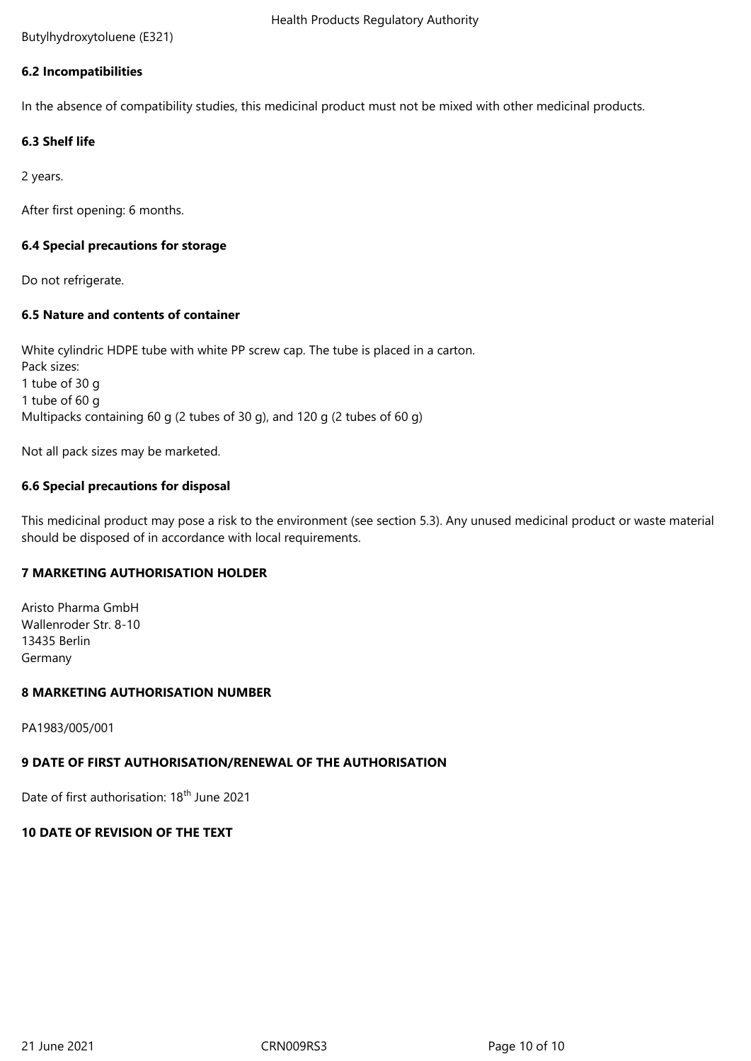Butylhydroxytoluene (E321)

### 6.2 Incompatibilities

In the absence of compatibility studies, this medicinal product must not be mixed with other medicinal products.

### 6.3 Shelf life

2 years.

After first opening: 6 months.

### 6.4 Special precautions for storage

Do not refrigerate.

### 6.5 Nature and contents of container

White cylindric HDPE tube with white PP screw cap. The tube is placed in a carton.
Pack sizes:
1 tube of 30 g
1 tube of 60 g
Multipacks containing 60 g (2 tubes of 30 g), and 120 g (2 tubes of 60 g)

Not all pack sizes may be marketed.

### 6.6 Special precautions for disposal

This medicinal product may pose a risk to the environment (see section 5.3). Any unused medicinal product or waste material should be disposed of in accordance with local requirements.

## 7 MARKETING AUTHORISATION HOLDER

Aristo Pharma GmbH
Wallenroder Str. 8-10
13435 Berlin
Germany

## 8 MARKETING AUTHORISATION NUMBER

PA1983/005/001

## 9 DATE OF FIRST AUTHORISATION/RENEWAL OF THE AUTHORISATION

Date of first authorisation: 18th June 2021

## 10 DATE OF REVISION OF THE TEXT